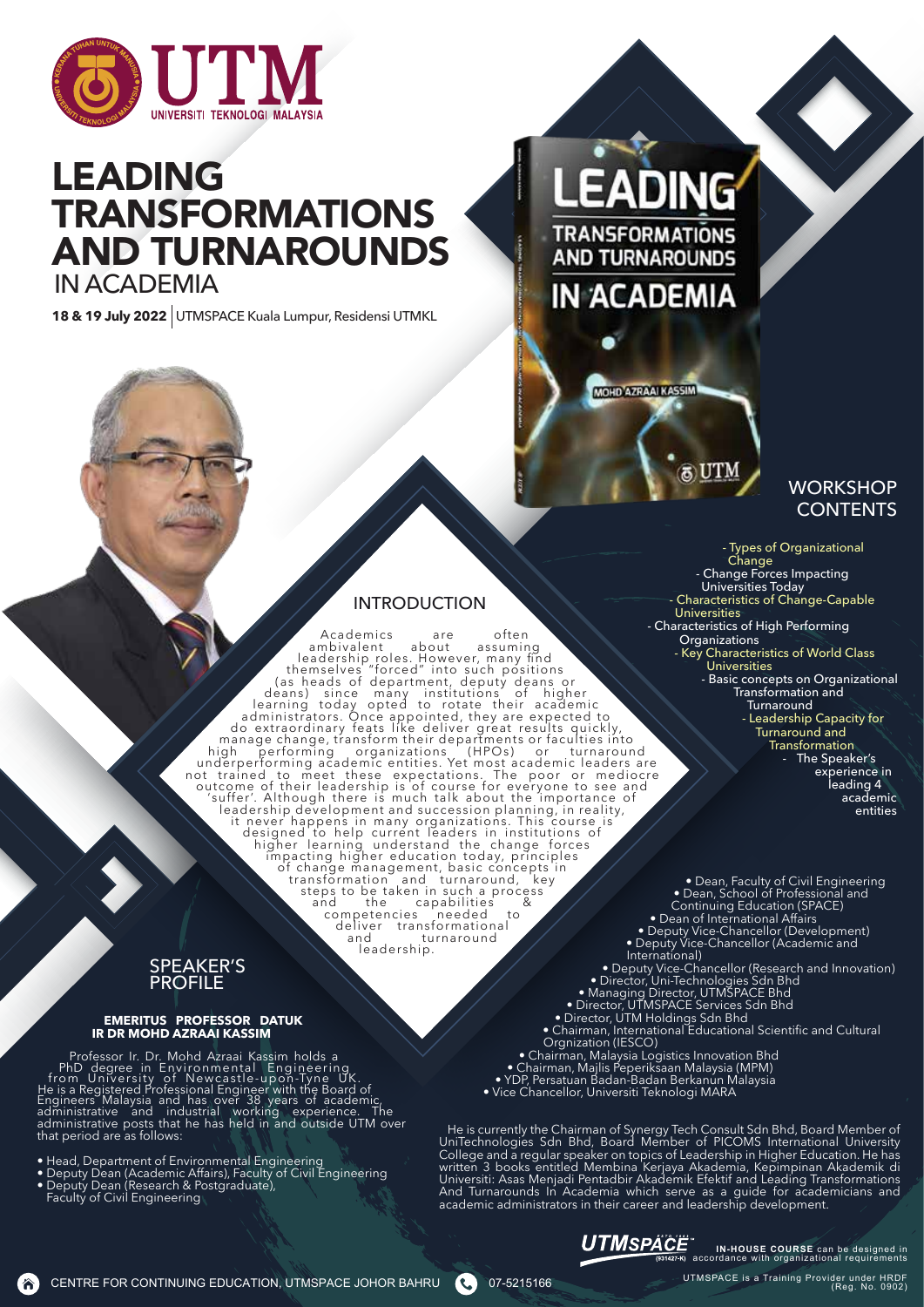# LEADING TRANSFORMATIONS AND TURNAROUNDS IN ACADEMIA

**18 & 19 July 2022** | UTMSPACE Kuala Lumpur, Residensi UTMKL

## INTRODUCTION

Academics are often ambivalent about assuming leadership roles. However, many find themselves "forced" into such positions (as heads of department, deputy deans or deans) since many institutions of higher learning today opted to rotate their academic administrators. Once appointed, they are expected to do extraordinary feats like deliver great results quickly, manage change, transform their departments or faculties into high performing organizations (HPOs) or turnaround underperforming academic entities. Yet most academic leaders are not trained to meet these expectations. The poor or mediocre outcome of their leadership is of course for everyone to see and 'suffer'. Although there is much talk about the importance of leadership development and succession planning, in reality, it never happens in many organizations. This course is designed to help current leaders in institutions of higher learning understand the change forces impacting higher education today, principles of change management, basic concepts in transformation and turnaround, key steps to be taken in such a process and the capabilities & competencies needed to deliver transformational and turnaround leadership.

## WORKSHOP CONTENTS

- Types of Organizational Change
- Change Forces Impacting Universities Today
- Characteristics of Change-Capable Universities
- Characteristics of High Performing Organizations
- Key Characteristics of World Class Universities
- Basic concepts on Organizational Transformation and Turnaround
- Leadership Capacity for Turnaround and Transformation
- The Speaker's experience in leading 4 academic entities

## SPEAKER'S PROFILE

**EMERITUS PROFESSOR DATUK IR DR MOHD AZRAAI KASSIM**

Professor Ir. Dr. Mohd Azraai Kassim holds a PhD degree in Environmental Engineering from University of Newcastle-upon-Tyne UK. He is a Registered Professional Engineer with the Board of Engineers Malaysia and has over 38 years of academic, administrative and industrial working experience. The administrative posts that he has held in and outside UTM over that period are as follows:

- Head, Department of Environmental Engineering
- Deputy Dean (Academic Affairs), Faculty of Civil Engineering
- Deputy Dean (Research & Postgraduate), Faculty of Civil Engineering
- Dean, Faculty of Civil Engineering
- Dean, School of Professional and Continuing Education (SPACE)
- Dean of International Affairs
- Deputy Vice-Chancellor (Development)
- Deputy Vice-Chancellor (Academic and International)
- Deputy Vice-Chancellor (Research and Innovation)
- Director, Uni-Technologies Sdn Bhd
- Managing Director, UTMSPACE Bhd
- Director, UTMSPACE Services Sdn Bhd
- Director, UTM Holdings Sdn Bhd
- Chairman, International Educational Scientific and Cultural Orgnization (IESCO)
- Chairman, Malaysia Logistics Innovation Bhd
- Chairman, Majlis Peperiksaan Malaysia (MPM)
- YDP, Persatuan Badan-Badan Berkanun Malaysia
- Vice Chancellor, Universiti Teknologi MARA

He is currently the Chairman of Synergy Tech Consult Sdn Bhd, Board Member of UniTechnologies Sdn Bhd, Board Member of PICOMS International University College and a regular speaker on topics of Leadership in Higher Education. He has written 3 books entitled Membina Kerjaya Akademia, Kepimpinan Akademik di Universiti: Asas Menjadi Pentadbir Akademik Efektif and Leading Transformations And Turnarounds In Academia which serve as a guide for academicians and academic administrators in their career and leadership development.

**IN-HOUSE COURSE** can be designed in accordance with organizational requirements

CENTRE FOR CONTINUING EDUCATION, UTMSPACE JOHOR BAHRU | 07-5215166

UTMSPACE is a Training Provider under HRDF (Reg. No. 0902)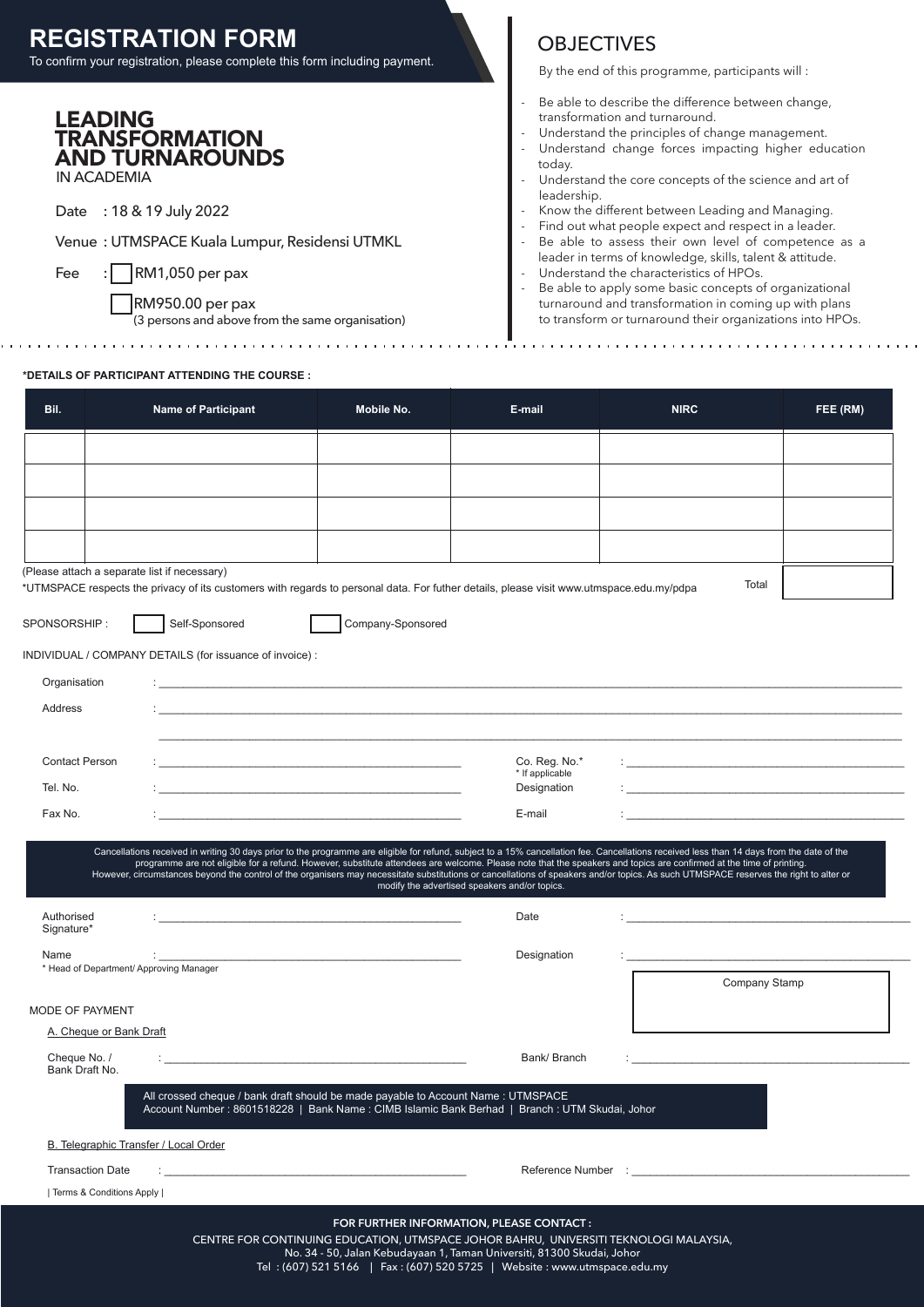# REGISTRATION FORM

To confirm your registration, please complete this form including payment.

## LEADING TRANSFORMATION AND TURNAROUNDS

IN ACADEMIA

Date : 18 & 19 July 2022

Venue : UTMSPACE Kuala Lumpur, Residensi UTMKL

Fee : ☐ RM1,050 per pax

☐ RM950.00 per pax
(3 persons and above from the same organisation)

## OBJECTIVES

By the end of this programme, participants will :

- Be able to describe the difference between change, transformation and turnaround.
- Understand the principles of change management.
- Understand change forces impacting higher education today.
- Understand the core concepts of the science and art of leadership.
- Know the different between Leading and Managing.
- Find out what people expect and respect in a leader.
- Be able to assess their own level of competence as a leader in terms of knowledge, skills, talent & attitude.
- Understand the characteristics of HPOs.
- Be able to apply some basic concepts of organizational turnaround and transformation in coming up with plans to transform or turnaround their organizations into HPOs.

**\*DETAILS OF PARTICIPANT ATTENDING THE COURSE :**

| Bil. | Name of Participant | Mobile No. | E-mail | NIRC | FEE (RM) |
|---|---|---|---|---|---|
| | | | | | |
| | | | | | |
| | | | | | |
| | | | | | |
| | | | | Total | |

(Please attach a separate list if necessary)

*UTMSPACE respects the privacy of its customers with regards to personal data. For futher details, please visit www.utmspace.edu.my/pdpa

SPONSORSHIP : ☐ Self-Sponsored ☐ Company-Sponsored

INDIVIDUAL / COMPANY DETAILS (for issuance of invoice) :

Organisation : ____________________

Address : ____________________

____________________

Contact Person : ____________________ Co. Reg. No.* : ____________________
\* If applicable

Tel. No. : ____________________ Designation : ____________________

Fax No. : ____________________ E-mail : ____________________

Cancellations received in writing 30 days prior to the programme are eligible for refund, subject to a 15% cancellation fee. Cancellations received less than 14 days from the date of the programme are not eligible for a refund. However, substitute attendees are welcome. Please note that the speakers and topics are confirmed at the time of printing. However, circumstances beyond the control of the organisers may necessitate substitutions or cancellations of speakers and/or topics. As such UTMSPACE reserves the right to alter or modify the advertised speakers and/or topics.

Authorised Signature* : ____________________ Date : ____________________

Name : ____________________ Designation : ____________________
\* Head of Department/ Approving Manager

Company Stamp

MODE OF PAYMENT

A. Cheque or Bank Draft

Cheque No. / Bank Draft No. : ____________________ Bank/ Branch : ____________________

All crossed cheque / bank draft should be made payable to Account Name : UTMSPACE
Account Number : 8601518228 | Bank Name : CIMB Islamic Bank Berhad | Branch : UTM Skudai, Johor

B. Telegraphic Transfer / Local Order

Transaction Date : ____________________ Reference Number : ____________________

| Terms & Conditions Apply |

**FOR FURTHER INFORMATION, PLEASE CONTACT :**

CENTRE FOR CONTINUING EDUCATION, UTMSPACE JOHOR BAHRU, UNIVERSITI TEKNOLOGI MALAYSIA,
No. 34 - 50, Jalan Kebudayaan 1, Taman Universiti, 81300 Skudai, Johor
Tel : (607) 521 5166 | Fax : (607) 520 5725 | Website : www.utmspace.edu.my